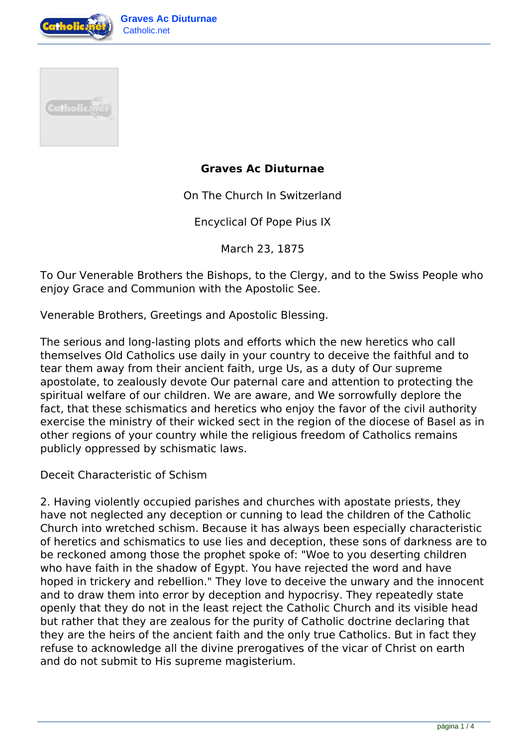# Graves Ac Diuturnae

On The Church In Switzerland

Encyclical Of Pope Pius IX

March 23, 1875

To Our Venerable Brothers the Bishops, to the Clergy, and to the Swiss People who enjoy Grace and Communion with the Apostolic See.

Venerable Brothers, Greetings and Apostolic Blessing.

The serious and long-lasting plots and efforts which the new heretics who call themselves Old Catholics use daily in your country to deceive the faithful and to tear them away from their ancient faith, urge Us, as a duty of Our supreme apostolate, to zealously devote Our paternal care and attention to protecting the spiritual welfare of our children. We are aware, and We sorrowfully deplore the fact, that these schismatics and heretics who enjoy the favor of the civil authority exercise the ministry of their wicked sect in the region of the diocese of Basel as in other regions of your country while the religious freedom of Catholics remains publicly oppressed by schismatic laws.

## Deceit Characteristic of Schism

2. Having violently occupied parishes and churches with apostate priests, they have not neglected any deception or cunning to lead the children of the Catholic Church into wretched schism. Because it has always been especially characteristic of heretics and schismatics to use lies and deception, these sons of darkness are to be reckoned among those the prophet spoke of: "Woe to you deserting children who have faith in the shadow of Egypt. You have rejected the word and have hoped in trickery and rebellion." They love to deceive the unwary and the innocent and to draw them into error by deception and hypocrisy. They repeatedly state openly that they do not in the least reject the Catholic Church and its visible head but rather that they are zealous for the purity of Catholic doctrine declaring that they are the heirs of the ancient faith and the only true Catholics. But in fact they refuse to acknowledge all the divine prerogatives of the vicar of Christ on earth and do not submit to His supreme magisterium.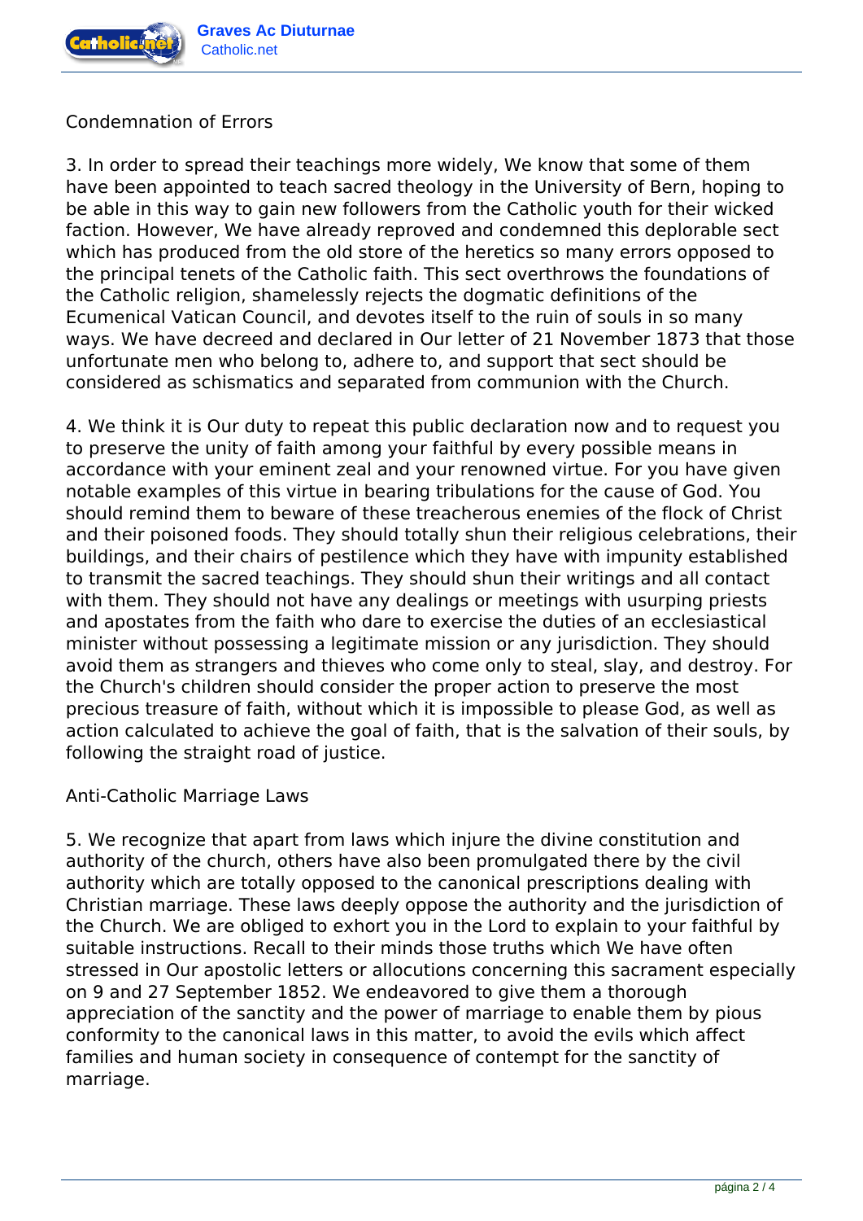## Condemnation of Errors

3. In order to spread their teachings more widely, We know that some of them have been appointed to teach sacred theology in the University of Bern, hoping to be able in this way to gain new followers from the Catholic youth for their wicked faction. However, We have already reproved and condemned this deplorable sect which has produced from the old store of the heretics so many errors opposed to the principal tenets of the Catholic faith. This sect overthrows the foundations of the Catholic religion, shamelessly rejects the dogmatic definitions of the Ecumenical Vatican Council, and devotes itself to the ruin of souls in so many ways. We have decreed and declared in Our letter of 21 November 1873 that those unfortunate men who belong to, adhere to, and support that sect should be considered as schismatics and separated from communion with the Church.

4. We think it is Our duty to repeat this public declaration now and to request you to preserve the unity of faith among your faithful by every possible means in accordance with your eminent zeal and your renowned virtue. For you have given notable examples of this virtue in bearing tribulations for the cause of God. You should remind them to beware of these treacherous enemies of the flock of Christ and their poisoned foods. They should totally shun their religious celebrations, their buildings, and their chairs of pestilence which they have with impunity established to transmit the sacred teachings. They should shun their writings and all contact with them. They should not have any dealings or meetings with usurping priests and apostates from the faith who dare to exercise the duties of an ecclesiastical minister without possessing a legitimate mission or any jurisdiction. They should avoid them as strangers and thieves who come only to steal, slay, and destroy. For the Church's children should consider the proper action to preserve the most precious treasure of faith, without which it is impossible to please God, as well as action calculated to achieve the goal of faith, that is the salvation of their souls, by following the straight road of justice.

## Anti-Catholic Marriage Laws

5. We recognize that apart from laws which injure the divine constitution and authority of the church, others have also been promulgated there by the civil authority which are totally opposed to the canonical prescriptions dealing with Christian marriage. These laws deeply oppose the authority and the jurisdiction of the Church. We are obliged to exhort you in the Lord to explain to your faithful by suitable instructions. Recall to their minds those truths which We have often stressed in Our apostolic letters or allocutions concerning this sacrament especially on 9 and 27 September 1852. We endeavored to give them a thorough appreciation of the sanctity and the power of marriage to enable them by pious conformity to the canonical laws in this matter, to avoid the evils which affect families and human society in consequence of contempt for the sanctity of marriage.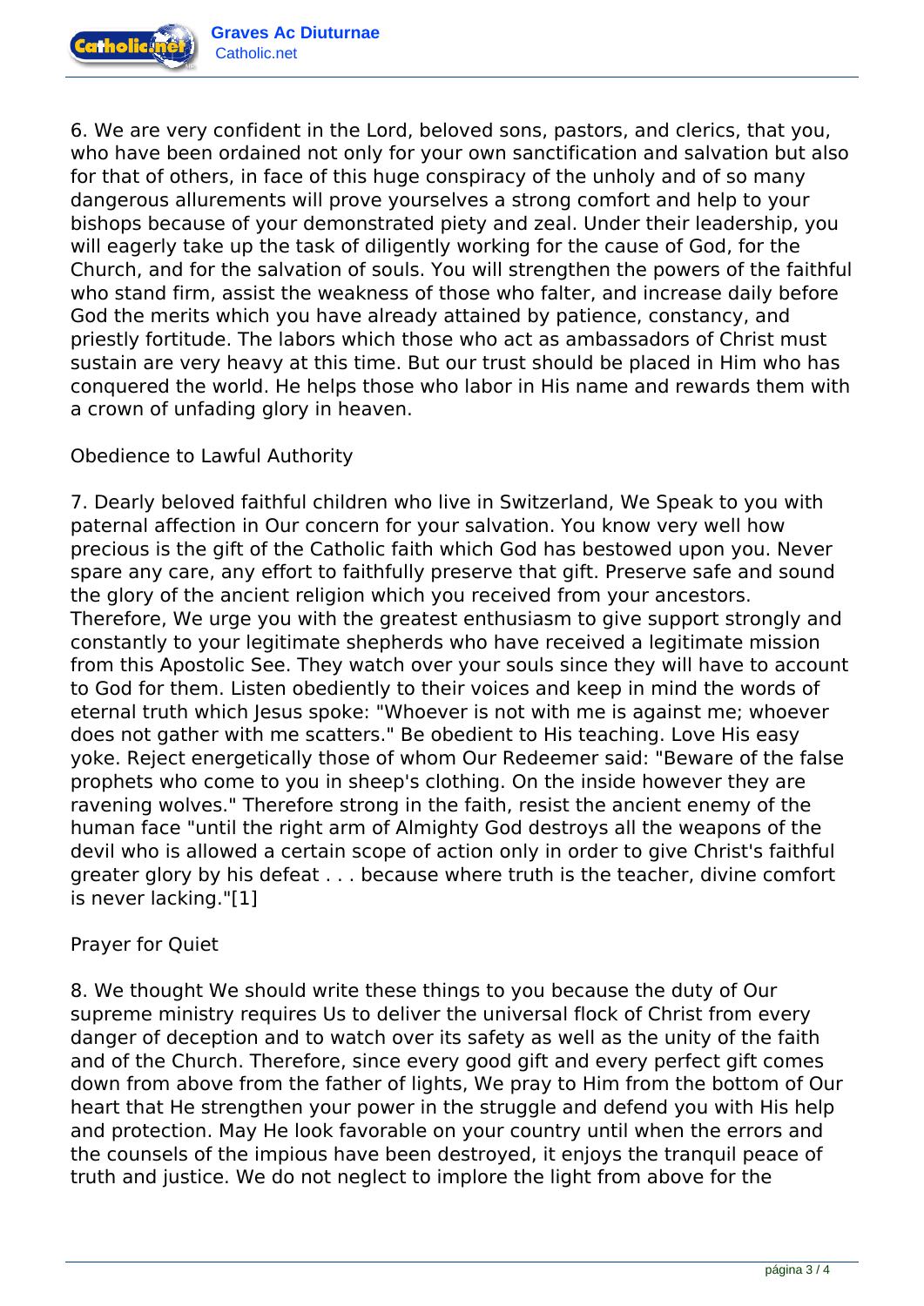6. We are very confident in the Lord, beloved sons, pastors, and clerics, that you, who have been ordained not only for your own sanctification and salvation but also for that of others, in face of this huge conspiracy of the unholy and of so many dangerous allurements will prove yourselves a strong comfort and help to your bishops because of your demonstrated piety and zeal. Under their leadership, you will eagerly take up the task of diligently working for the cause of God, for the Church, and for the salvation of souls. You will strengthen the powers of the faithful who stand firm, assist the weakness of those who falter, and increase daily before God the merits which you have already attained by patience, constancy, and priestly fortitude. The labors which those who act as ambassadors of Christ must sustain are very heavy at this time. But our trust should be placed in Him who has conquered the world. He helps those who labor in His name and rewards them with a crown of unfading glory in heaven.

Obedience to Lawful Authority

7. Dearly beloved faithful children who live in Switzerland, We Speak to you with paternal affection in Our concern for your salvation. You know very well how precious is the gift of the Catholic faith which God has bestowed upon you. Never spare any care, any effort to faithfully preserve that gift. Preserve safe and sound the glory of the ancient religion which you received from your ancestors. Therefore, We urge you with the greatest enthusiasm to give support strongly and constantly to your legitimate shepherds who have received a legitimate mission from this Apostolic See. They watch over your souls since they will have to account to God for them. Listen obediently to their voices and keep in mind the words of eternal truth which Jesus spoke: "Whoever is not with me is against me; whoever does not gather with me scatters." Be obedient to His teaching. Love His easy yoke. Reject energetically those of whom Our Redeemer said: "Beware of the false prophets who come to you in sheep's clothing. On the inside however they are ravening wolves." Therefore strong in the faith, resist the ancient enemy of the human face "until the right arm of Almighty God destroys all the weapons of the devil who is allowed a certain scope of action only in order to give Christ's faithful greater glory by his defeat . . . because where truth is the teacher, divine comfort is never lacking."[1]

Prayer for Quiet

8. We thought We should write these things to you because the duty of Our supreme ministry requires Us to deliver the universal flock of Christ from every danger of deception and to watch over its safety as well as the unity of the faith and of the Church. Therefore, since every good gift and every perfect gift comes down from above from the father of lights, We pray to Him from the bottom of Our heart that He strengthen your power in the struggle and defend you with His help and protection. May He look favorable on your country until when the errors and the counsels of the impious have been destroyed, it enjoys the tranquil peace of truth and justice. We do not neglect to implore the light from above for the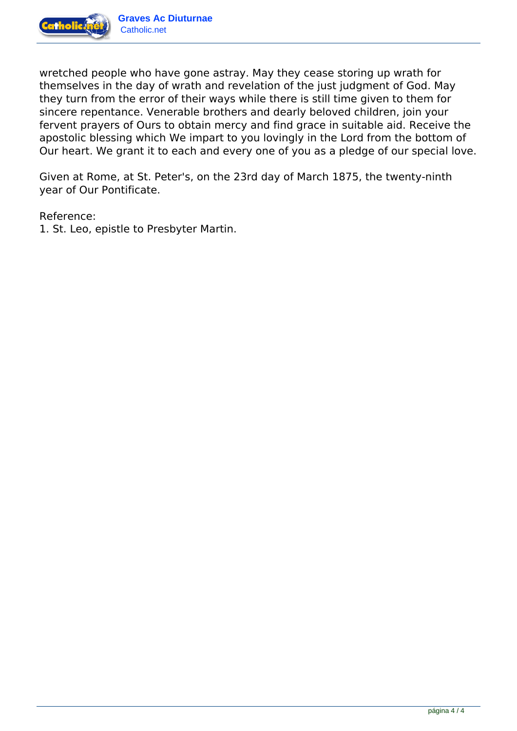wretched people who have gone astray. May they cease storing up wrath for themselves in the day of wrath and revelation of the just judgment of God. May they turn from the error of their ways while there is still time given to them for sincere repentance. Venerable brothers and dearly beloved children, join your fervent prayers of Ours to obtain mercy and find grace in suitable aid. Receive the apostolic blessing which We impart to you lovingly in the Lord from the bottom of Our heart. We grant it to each and every one of you as a pledge of our special love.

Given at Rome, at St. Peter's, on the 23rd day of March 1875, the twenty-ninth year of Our Pontificate.

Reference:
1. St. Leo, epistle to Presbyter Martin.